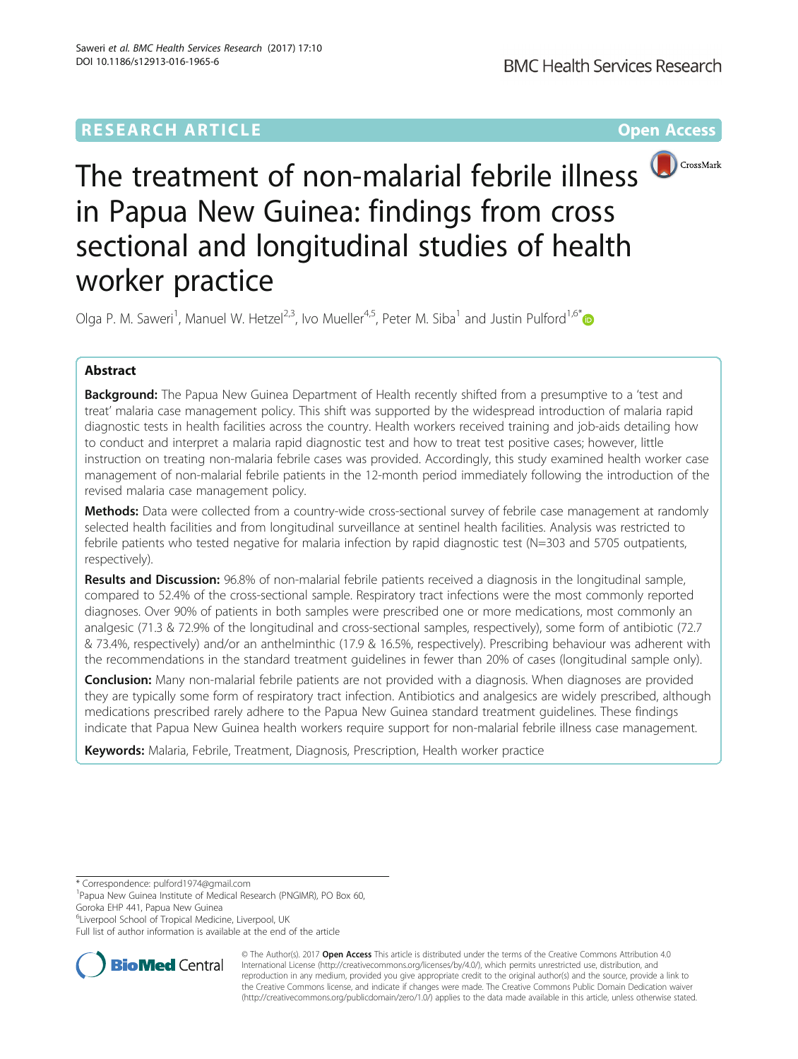RESEARCH ARTICLE

Open Access

# The treatment of non-malarial febrile illness in Papua New Guinea: findings from cross sectional and longitudinal studies of health worker practice

Olga P. M. Saweri[1], Manuel W. Hetzel[2,3], Ivo Mueller[4,5], Peter M. Siba[1] and Justin Pulford[1,6*]

## Abstract

**Background:** The Papua New Guinea Department of Health recently shifted from a presumptive to a 'test and treat' malaria case management policy. This shift was supported by the widespread introduction of malaria rapid diagnostic tests in health facilities across the country. Health workers received training and job-aids detailing how to conduct and interpret a malaria rapid diagnostic test and how to treat test positive cases; however, little instruction on treating non-malaria febrile cases was provided. Accordingly, this study examined health worker case management of non-malarial febrile patients in the 12-month period immediately following the introduction of the revised malaria case management policy.

**Methods:** Data were collected from a country-wide cross-sectional survey of febrile case management at randomly selected health facilities and from longitudinal surveillance at sentinel health facilities. Analysis was restricted to febrile patients who tested negative for malaria infection by rapid diagnostic test (N=303 and 5705 outpatients, respectively).

**Results and Discussion:** 96.8% of non-malarial febrile patients received a diagnosis in the longitudinal sample, compared to 52.4% of the cross-sectional sample. Respiratory tract infections were the most commonly reported diagnoses. Over 90% of patients in both samples were prescribed one or more medications, most commonly an analgesic (71.3 & 72.9% of the longitudinal and cross-sectional samples, respectively), some form of antibiotic (72.7 & 73.4%, respectively) and/or an anthelminthic (17.9 & 16.5%, respectively). Prescribing behaviour was adherent with the recommendations in the standard treatment guidelines in fewer than 20% of cases (longitudinal sample only).

**Conclusion:** Many non-malarial febrile patients are not provided with a diagnosis. When diagnoses are provided they are typically some form of respiratory tract infection. Antibiotics and analgesics are widely prescribed, although medications prescribed rarely adhere to the Papua New Guinea standard treatment guidelines. These findings indicate that Papua New Guinea health workers require support for non-malarial febrile illness case management.

**Keywords:** Malaria, Febrile, Treatment, Diagnosis, Prescription, Health worker practice

---

\* Correspondence: pulford1974@gmail.com
[1]Papua New Guinea Institute of Medical Research (PNGIMR), PO Box 60, Goroka EHP 441, Papua New Guinea
[6]Liverpool School of Tropical Medicine, Liverpool, UK
Full list of author information is available at the end of the article

© The Author(s). 2017 **Open Access** This article is distributed under the terms of the Creative Commons Attribution 4.0 International License (http://creativecommons.org/licenses/by/4.0/), which permits unrestricted use, distribution, and reproduction in any medium, provided you give appropriate credit to the original author(s) and the source, provide a link to the Creative Commons license, and indicate if changes were made. The Creative Commons Public Domain Dedication waiver (http://creativecommons.org/publicdomain/zero/1.0/) applies to the data made available in this article, unless otherwise stated.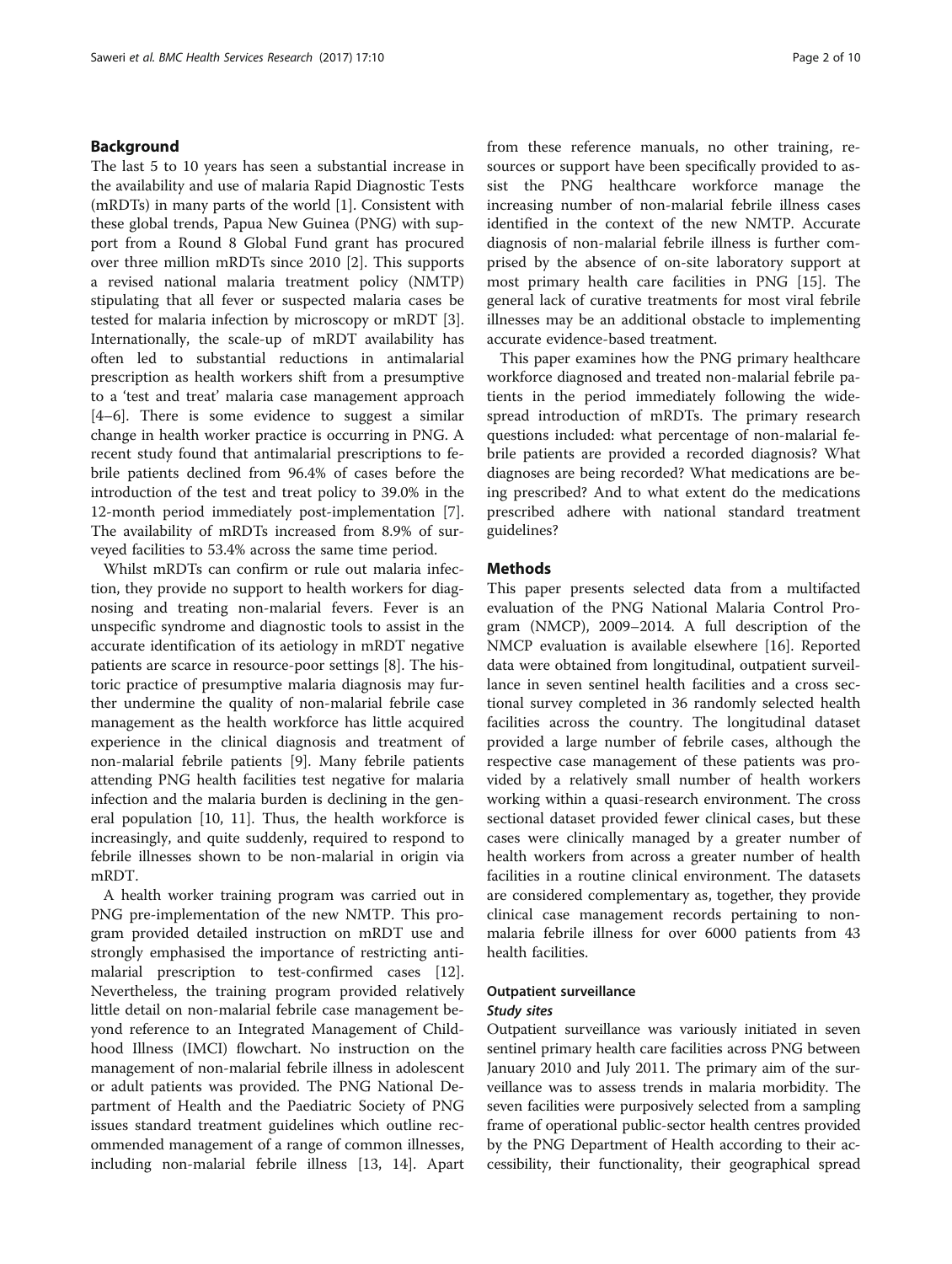## Background

The last 5 to 10 years has seen a substantial increase in the availability and use of malaria Rapid Diagnostic Tests (mRDTs) in many parts of the world [1]. Consistent with these global trends, Papua New Guinea (PNG) with support from a Round 8 Global Fund grant has procured over three million mRDTs since 2010 [2]. This supports a revised national malaria treatment policy (NMTP) stipulating that all fever or suspected malaria cases be tested for malaria infection by microscopy or mRDT [3]. Internationally, the scale-up of mRDT availability has often led to substantial reductions in antimalarial prescription as health workers shift from a presumptive to a 'test and treat' malaria case management approach [4–6]. There is some evidence to suggest a similar change in health worker practice is occurring in PNG. A recent study found that antimalarial prescriptions to febrile patients declined from 96.4% of cases before the introduction of the test and treat policy to 39.0% in the 12-month period immediately post-implementation [7]. The availability of mRDTs increased from 8.9% of surveyed facilities to 53.4% across the same time period.

Whilst mRDTs can confirm or rule out malaria infection, they provide no support to health workers for diagnosing and treating non-malarial fevers. Fever is an unspecific syndrome and diagnostic tools to assist in the accurate identification of its aetiology in mRDT negative patients are scarce in resource-poor settings [8]. The historic practice of presumptive malaria diagnosis may further undermine the quality of non-malarial febrile case management as the health workforce has little acquired experience in the clinical diagnosis and treatment of non-malarial febrile patients [9]. Many febrile patients attending PNG health facilities test negative for malaria infection and the malaria burden is declining in the general population [10, 11]. Thus, the health workforce is increasingly, and quite suddenly, required to respond to febrile illnesses shown to be non-malarial in origin via mRDT.

A health worker training program was carried out in PNG pre-implementation of the new NMTP. This program provided detailed instruction on mRDT use and strongly emphasised the importance of restricting antimalarial prescription to test-confirmed cases [12]. Nevertheless, the training program provided relatively little detail on non-malarial febrile case management beyond reference to an Integrated Management of Childhood Illness (IMCI) flowchart. No instruction on the management of non-malarial febrile illness in adolescent or adult patients was provided. The PNG National Department of Health and the Paediatric Society of PNG issues standard treatment guidelines which outline recommended management of a range of common illnesses, including non-malarial febrile illness [13, 14]. Apart from these reference manuals, no other training, resources or support have been specifically provided to assist the PNG healthcare workforce manage the increasing number of non-malarial febrile illness cases identified in the context of the new NMTP. Accurate diagnosis of non-malarial febrile illness is further comprised by the absence of on-site laboratory support at most primary health care facilities in PNG [15]. The general lack of curative treatments for most viral febrile illnesses may be an additional obstacle to implementing accurate evidence-based treatment.

This paper examines how the PNG primary healthcare workforce diagnosed and treated non-malarial febrile patients in the period immediately following the widespread introduction of mRDTs. The primary research questions included: what percentage of non-malarial febrile patients are provided a recorded diagnosis? What diagnoses are being recorded? What medications are being prescribed? And to what extent do the medications prescribed adhere with national standard treatment guidelines?

## Methods

This paper presents selected data from a multifacted evaluation of the PNG National Malaria Control Program (NMCP), 2009–2014. A full description of the NMCP evaluation is available elsewhere [16]. Reported data were obtained from longitudinal, outpatient surveillance in seven sentinel health facilities and a cross sectional survey completed in 36 randomly selected health facilities across the country. The longitudinal dataset provided a large number of febrile cases, although the respective case management of these patients was provided by a relatively small number of health workers working within a quasi-research environment. The cross sectional dataset provided fewer clinical cases, but these cases were clinically managed by a greater number of health workers from across a greater number of health facilities in a routine clinical environment. The datasets are considered complementary as, together, they provide clinical case management records pertaining to non-malaria febrile illness for over 6000 patients from 43 health facilities.

### Outpatient surveillance

#### *Study sites*

Outpatient surveillance was variously initiated in seven sentinel primary health care facilities across PNG between January 2010 and July 2011. The primary aim of the surveillance was to assess trends in malaria morbidity. The seven facilities were purposively selected from a sampling frame of operational public-sector health centres provided by the PNG Department of Health according to their accessibility, their functionality, their geographical spread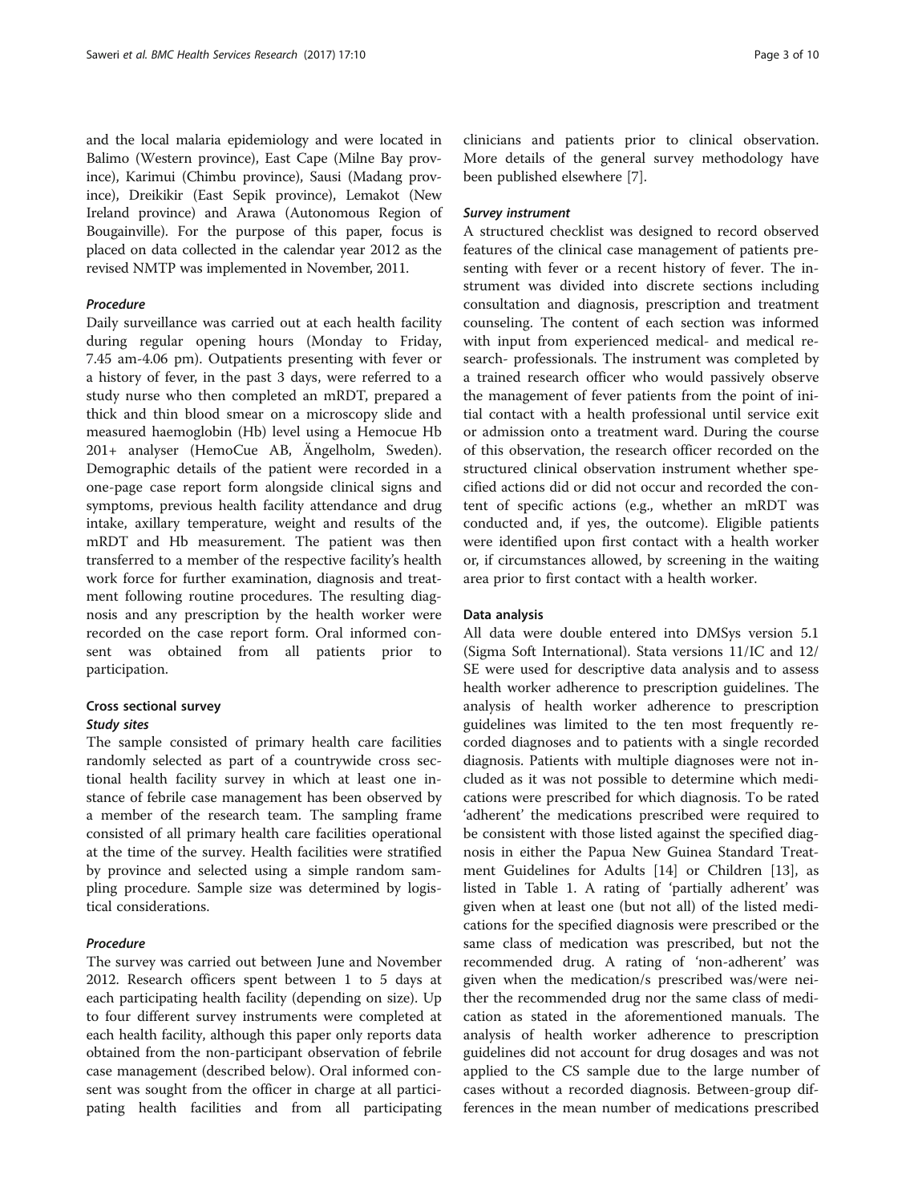and the local malaria epidemiology and were located in Balimo (Western province), East Cape (Milne Bay province), Karimui (Chimbu province), Sausi (Madang province), Dreikikir (East Sepik province), Lemakot (New Ireland province) and Arawa (Autonomous Region of Bougainville). For the purpose of this paper, focus is placed on data collected in the calendar year 2012 as the revised NMTP was implemented in November, 2011.

#### *Procedure*

Daily surveillance was carried out at each health facility during regular opening hours (Monday to Friday, 7.45 am-4.06 pm). Outpatients presenting with fever or a history of fever, in the past 3 days, were referred to a study nurse who then completed an mRDT, prepared a thick and thin blood smear on a microscopy slide and measured haemoglobin (Hb) level using a Hemocue Hb 201+ analyser (HemoCue AB, Ängelholm, Sweden). Demographic details of the patient were recorded in a one-page case report form alongside clinical signs and symptoms, previous health facility attendance and drug intake, axillary temperature, weight and results of the mRDT and Hb measurement. The patient was then transferred to a member of the respective facility's health work force for further examination, diagnosis and treatment following routine procedures. The resulting diagnosis and any prescription by the health worker were recorded on the case report form. Oral informed consent was obtained from all patients prior to participation.

### Cross sectional survey

#### *Study sites*

The sample consisted of primary health care facilities randomly selected as part of a countrywide cross sectional health facility survey in which at least one instance of febrile case management has been observed by a member of the research team. The sampling frame consisted of all primary health care facilities operational at the time of the survey. Health facilities were stratified by province and selected using a simple random sampling procedure. Sample size was determined by logistical considerations.

#### *Procedure*

The survey was carried out between June and November 2012. Research officers spent between 1 to 5 days at each participating health facility (depending on size). Up to four different survey instruments were completed at each health facility, although this paper only reports data obtained from the non-participant observation of febrile case management (described below). Oral informed consent was sought from the officer in charge at all participating health facilities and from all participating clinicians and patients prior to clinical observation. More details of the general survey methodology have been published elsewhere [7].

#### *Survey instrument*

A structured checklist was designed to record observed features of the clinical case management of patients presenting with fever or a recent history of fever. The instrument was divided into discrete sections including consultation and diagnosis, prescription and treatment counseling. The content of each section was informed with input from experienced medical- and medical research- professionals. The instrument was completed by a trained research officer who would passively observe the management of fever patients from the point of initial contact with a health professional until service exit or admission onto a treatment ward. During the course of this observation, the research officer recorded on the structured clinical observation instrument whether specified actions did or did not occur and recorded the content of specific actions (e.g., whether an mRDT was conducted and, if yes, the outcome). Eligible patients were identified upon first contact with a health worker or, if circumstances allowed, by screening in the waiting area prior to first contact with a health worker.

### Data analysis

All data were double entered into DMSys version 5.1 (Sigma Soft International). Stata versions 11/IC and 12/SE were used for descriptive data analysis and to assess health worker adherence to prescription guidelines. The analysis of health worker adherence to prescription guidelines was limited to the ten most frequently recorded diagnoses and to patients with a single recorded diagnosis. Patients with multiple diagnoses were not included as it was not possible to determine which medications were prescribed for which diagnosis. To be rated 'adherent' the medications prescribed were required to be consistent with those listed against the specified diagnosis in either the Papua New Guinea Standard Treatment Guidelines for Adults [14] or Children [13], as listed in Table 1. A rating of 'partially adherent' was given when at least one (but not all) of the listed medications for the specified diagnosis were prescribed or the same class of medication was prescribed, but not the recommended drug. A rating of 'non-adherent' was given when the medication/s prescribed was/were neither the recommended drug nor the same class of medication as stated in the aforementioned manuals. The analysis of health worker adherence to prescription guidelines did not account for drug dosages and was not applied to the CS sample due to the large number of cases without a recorded diagnosis. Between-group differences in the mean number of medications prescribed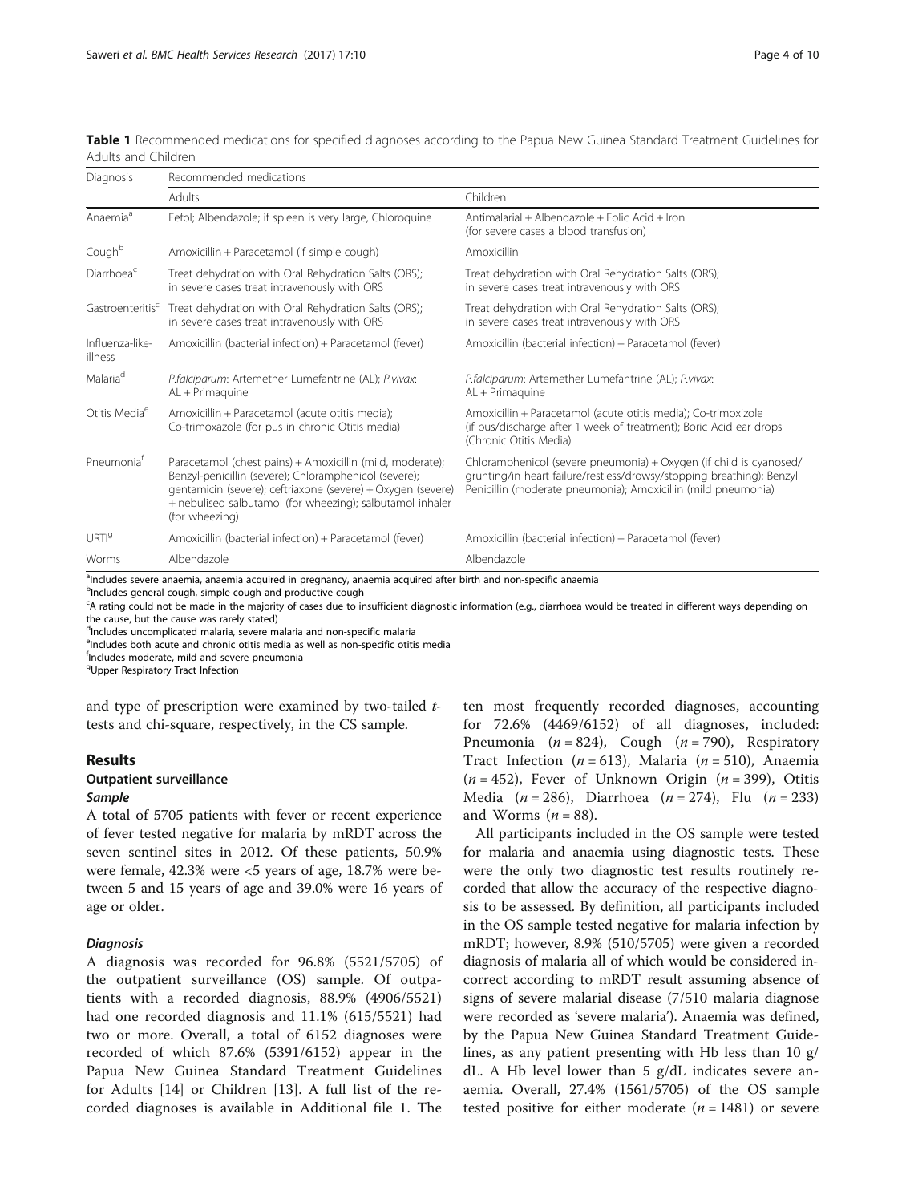**Table 1** Recommended medications for specified diagnoses according to the Papua New Guinea Standard Treatment Guidelines for Adults and Children

| Diagnosis | Recommended medications | |
|---|---|---|
| | Adults | Children |
| Anaemia[a] | Fefol; Albendazole; if spleen is very large, Chloroquine | Antimalarial + Albendazole + Folic Acid + Iron (for severe cases a blood transfusion) |
| Cough[b] | Amoxicillin + Paracetamol (if simple cough) | Amoxicillin |
| Diarrhoea[c] | Treat dehydration with Oral Rehydration Salts (ORS); in severe cases treat intravenously with ORS | Treat dehydration with Oral Rehydration Salts (ORS); in severe cases treat intravenously with ORS |
| Gastroenteritis[c] | Treat dehydration with Oral Rehydration Salts (ORS); in severe cases treat intravenously with ORS | Treat dehydration with Oral Rehydration Salts (ORS); in severe cases treat intravenously with ORS |
| Influenza-like-illness | Amoxicillin (bacterial infection) + Paracetamol (fever) | Amoxicillin (bacterial infection) + Paracetamol (fever) |
| Malaria[d] | *P.falciparum*: Artemether Lumefantrine (AL); *P.vivax*: AL + Primaquine | *P.falciparum*: Artemether Lumefantrine (AL); *P.vivax*: AL + Primaquine |
| Otitis Media[e] | Amoxicillin + Paracetamol (acute otitis media); Co-trimoxazole (for pus in chronic Otitis media) | Amoxicillin + Paracetamol (acute otitis media); Co-trimoxizole (if pus/discharge after 1 week of treatment); Boric Acid ear drops (Chronic Otitis Media) |
| Pneumonia[f] | Paracetamol (chest pains) + Amoxicillin (mild, moderate); Benzyl-penicillin (severe); Chloramphenicol (severe); gentamicin (severe); ceftriaxone (severe) + Oxygen (severe) + nebulised salbutamol (for wheezing); salbutamol inhaler (for wheezing) | Chloramphenicol (severe pneumonia) + Oxygen (if child is cyanosed/ grunting/in heart failure/restless/drowsy/stopping breathing); Benzyl Penicillin (moderate pneumonia); Amoxicillin (mild pneumonia) |
| URTI[g] | Amoxicillin (bacterial infection) + Paracetamol (fever) | Amoxicillin (bacterial infection) + Paracetamol (fever) |
| Worms | Albendazole | Albendazole |

[a]Includes severe anaemia, anaemia acquired in pregnancy, anaemia acquired after birth and non-specific anaemia
[b]Includes general cough, simple cough and productive cough
[c]A rating could not be made in the majority of cases due to insufficient diagnostic information (e.g., diarrhoea would be treated in different ways depending on the cause, but the cause was rarely stated)
[d]Includes uncomplicated malaria, severe malaria and non-specific malaria
[e]Includes both acute and chronic otitis media as well as non-specific otitis media
[f]Includes moderate, mild and severe pneumonia
[g]Upper Respiratory Tract Infection

and type of prescription were examined by two-tailed *t*-tests and chi-square, respectively, in the CS sample.

## Results

### Outpatient surveillance

#### *Sample*

A total of 5705 patients with fever or recent experience of fever tested negative for malaria by mRDT across the seven sentinel sites in 2012. Of these patients, 50.9% were female, 42.3% were <5 years of age, 18.7% were between 5 and 15 years of age and 39.0% were 16 years of age or older.

#### *Diagnosis*

A diagnosis was recorded for 96.8% (5521/5705) of the outpatient surveillance (OS) sample. Of outpatients with a recorded diagnosis, 88.9% (4906/5521) had one recorded diagnosis and 11.1% (615/5521) had two or more. Overall, a total of 6152 diagnoses were recorded of which 87.6% (5391/6152) appear in the Papua New Guinea Standard Treatment Guidelines for Adults [14] or Children [13]. A full list of the recorded diagnoses is available in Additional file 1. The ten most frequently recorded diagnoses, accounting for 72.6% (4469/6152) of all diagnoses, included: Pneumonia ($n = 824$), Cough ($n = 790$), Respiratory Tract Infection ($n = 613$), Malaria ($n = 510$), Anaemia ($n = 452$), Fever of Unknown Origin ($n = 399$), Otitis Media ($n = 286$), Diarrhoea ($n = 274$), Flu ($n = 233$) and Worms ($n = 88$).

All participants included in the OS sample were tested for malaria and anaemia using diagnostic tests. These were the only two diagnostic test results routinely recorded that allow the accuracy of the respective diagnosis to be assessed. By definition, all participants included in the OS sample tested negative for malaria infection by mRDT; however, 8.9% (510/5705) were given a recorded diagnosis of malaria all of which would be considered incorrect according to mRDT result assuming absence of signs of severe malarial disease (7/510 malaria diagnose were recorded as 'severe malaria'). Anaemia was defined, by the Papua New Guinea Standard Treatment Guidelines, as any patient presenting with Hb less than 10 g/dL. A Hb level lower than 5 g/dL indicates severe anaemia. Overall, 27.4% (1561/5705) of the OS sample tested positive for either moderate ($n = 1481$) or severe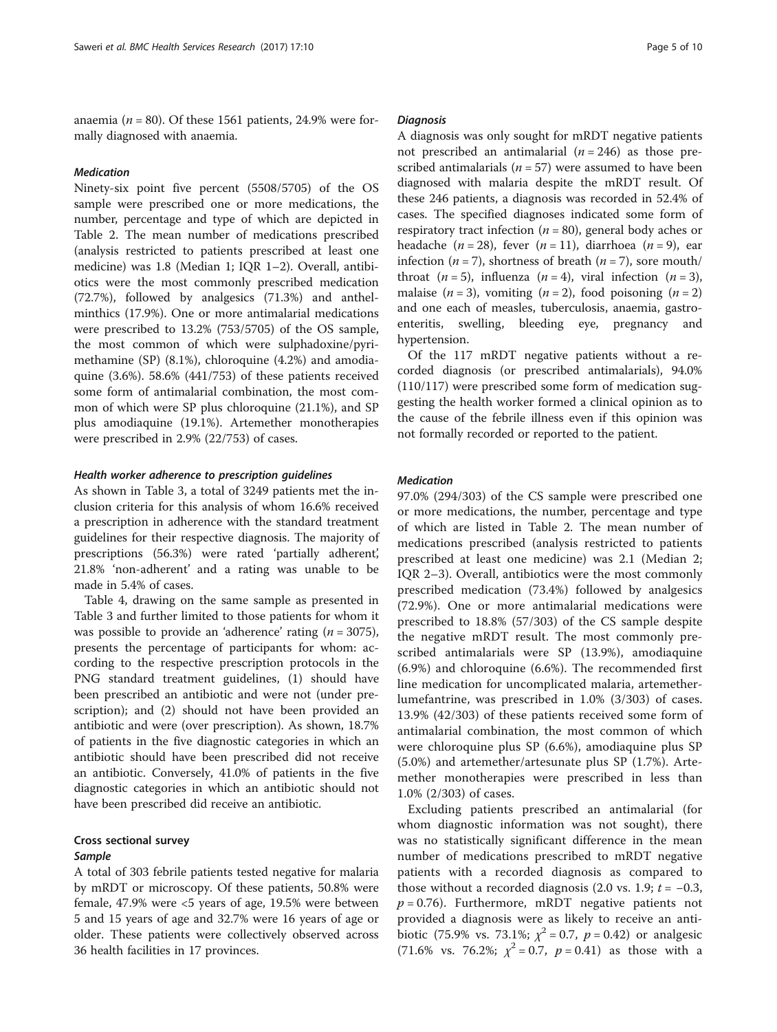anaemia ($n = 80$). Of these 1561 patients, 24.9% were formally diagnosed with anaemia.

#### *Medication*

Ninety-six point five percent (5508/5705) of the OS sample were prescribed one or more medications, the number, percentage and type of which are depicted in Table 2. The mean number of medications prescribed (analysis restricted to patients prescribed at least one medicine) was 1.8 (Median 1; IQR 1–2). Overall, antibiotics were the most commonly prescribed medication (72.7%), followed by analgesics (71.3%) and anthelminthics (17.9%). One or more antimalarial medications were prescribed to 13.2% (753/5705) of the OS sample, the most common of which were sulphadoxine/pyrimethamine (SP) (8.1%), chloroquine (4.2%) and amodiaquine (3.6%). 58.6% (441/753) of these patients received some form of antimalarial combination, the most common of which were SP plus chloroquine (21.1%), and SP plus amodiaquine (19.1%). Artemether monotherapies were prescribed in 2.9% (22/753) of cases.

#### *Health worker adherence to prescription guidelines*

As shown in Table 3, a total of 3249 patients met the inclusion criteria for this analysis of whom 16.6% received a prescription in adherence with the standard treatment guidelines for their respective diagnosis. The majority of prescriptions (56.3%) were rated 'partially adherent', 21.8% 'non-adherent' and a rating was unable to be made in 5.4% of cases.

Table 4, drawing on the same sample as presented in Table 3 and further limited to those patients for whom it was possible to provide an 'adherence' rating ($n = 3075$), presents the percentage of participants for whom: according to the respective prescription protocols in the PNG standard treatment guidelines, (1) should have been prescribed an antibiotic and were not (under prescription); and (2) should not have been provided an antibiotic and were (over prescription). As shown, 18.7% of patients in the five diagnostic categories in which an antibiotic should have been prescribed did not receive an antibiotic. Conversely, 41.0% of patients in the five diagnostic categories in which an antibiotic should not have been prescribed did receive an antibiotic.

### Cross sectional survey

#### *Sample*

A total of 303 febrile patients tested negative for malaria by mRDT or microscopy. Of these patients, 50.8% were female, 47.9% were <5 years of age, 19.5% were between 5 and 15 years of age and 32.7% were 16 years of age or older. These patients were collectively observed across 36 health facilities in 17 provinces.

#### *Diagnosis*

A diagnosis was only sought for mRDT negative patients not prescribed an antimalarial ($n = 246$) as those prescribed antimalarials ($n = 57$) were assumed to have been diagnosed with malaria despite the mRDT result. Of these 246 patients, a diagnosis was recorded in 52.4% of cases. The specified diagnoses indicated some form of respiratory tract infection ($n = 80$), general body aches or headache ($n = 28$), fever ($n = 11$), diarrhoea ($n = 9$), ear infection ($n = 7$), shortness of breath ($n = 7$), sore mouth/throat ($n = 5$), influenza ($n = 4$), viral infection ($n = 3$), malaise ($n = 3$), vomiting ($n = 2$), food poisoning ($n = 2$) and one each of measles, tuberculosis, anaemia, gastroenteritis, swelling, bleeding eye, pregnancy and hypertension.

Of the 117 mRDT negative patients without a recorded diagnosis (or prescribed antimalarials), 94.0% (110/117) were prescribed some form of medication suggesting the health worker formed a clinical opinion as to the cause of the febrile illness even if this opinion was not formally recorded or reported to the patient.

#### *Medication*

97.0% (294/303) of the CS sample were prescribed one or more medications, the number, percentage and type of which are listed in Table 2. The mean number of medications prescribed (analysis restricted to patients prescribed at least one medicine) was 2.1 (Median 2; IQR 2–3). Overall, antibiotics were the most commonly prescribed medication (73.4%) followed by analgesics (72.9%). One or more antimalarial medications were prescribed to 18.8% (57/303) of the CS sample despite the negative mRDT result. The most commonly prescribed antimalarials were SP (13.9%), amodiaquine (6.9%) and chloroquine (6.6%). The recommended first line medication for uncomplicated malaria, artemether-lumefantrine, was prescribed in 1.0% (3/303) of cases. 13.9% (42/303) of these patients received some form of antimalarial combination, the most common of which were chloroquine plus SP (6.6%), amodiaquine plus SP (5.0%) and artemether/artesunate plus SP (1.7%). Artemether monotherapies were prescribed in less than 1.0% (2/303) of cases.

Excluding patients prescribed an antimalarial (for whom diagnostic information was not sought), there was no statistically significant difference in the mean number of medications prescribed to mRDT negative patients with a recorded diagnosis as compared to those without a recorded diagnosis (2.0 vs. 1.9; $t = -0.3$, $p = 0.76$). Furthermore, mRDT negative patients not provided a diagnosis were as likely to receive an antibiotic (75.9% vs. 73.1%; $\chi^2 = 0.7$, $p = 0.42$) or analgesic (71.6% vs. 76.2%; $\chi^2 = 0.7$, $p = 0.41$) as those with a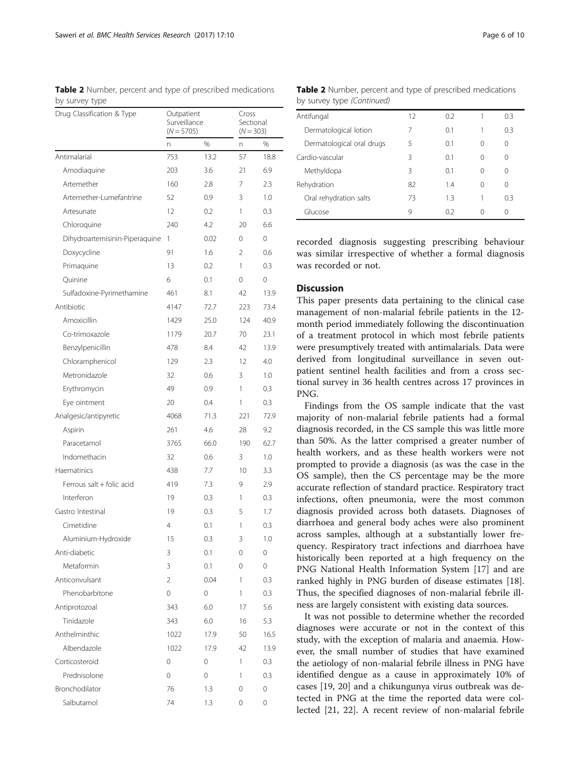**Table 2** Number, percent and type of prescribed medications by survey type

| Drug Classification & Type | Outpatient Surveillance ($N = 5705$) | | Cross Sectional ($N = 303$) | |
|---|---|---|---|---|
| | n | % | n | % |
| Antimalarial | 753 | 13.2 | 57 | 18.8 |
| Amodiaquine | 203 | 3.6 | 21 | 6.9 |
| Artemether | 160 | 2.8 | 7 | 2.3 |
| Artemether-Lumefantrine | 52 | 0.9 | 3 | 1.0 |
| Artesunate | 12 | 0.2 | 1 | 0.3 |
| Chloroquine | 240 | 4.2 | 20 | 6.6 |
| Dihydroartemisinin-Piperaquine | 1 | 0.02 | 0 | 0 |
| Doxycycline | 91 | 1.6 | 2 | 0.6 |
| Primaquine | 13 | 0.2 | 1 | 0.3 |
| Quinine | 6 | 0.1 | 0 | 0 |
| Sulfadoxine-Pyrimethamine | 461 | 8.1 | 42 | 13.9 |
| Antibiotic | 4147 | 72.7 | 223 | 73.4 |
| Amoxicillin | 1429 | 25.0 | 124 | 40.9 |
| Co-trimoxazole | 1179 | 20.7 | 70 | 23.1 |
| Benzylpenicillin | 478 | 8.4 | 42 | 13.9 |
| Chloramphenicol | 129 | 2.3 | 12 | 4.0 |
| Metronidazole | 32 | 0.6 | 3 | 1.0 |
| Erythromycin | 49 | 0.9 | 1 | 0.3 |
| Eye ointment | 20 | 0.4 | 1 | 0.3 |
| Analgesic/antipyretic | 4068 | 71.3 | 221 | 72.9 |
| Aspirin | 261 | 4.6 | 28 | 9.2 |
| Paracetamol | 3765 | 66.0 | 190 | 62.7 |
| Indomethacin | 32 | 0.6 | 3 | 1.0 |
| Haematinics | 438 | 7.7 | 10 | 3.3 |
| Ferrous salt + folic acid | 419 | 7.3 | 9 | 2.9 |
| Interferon | 19 | 0.3 | 1 | 0.3 |
| Gastro Intestinal | 19 | 0.3 | 5 | 1.7 |
| Cimetidine | 4 | 0.1 | 1 | 0.3 |
| Aluminium-Hydroxide | 15 | 0.3 | 3 | 1.0 |
| Anti-diabetic | 3 | 0.1 | 0 | 0 |
| Metaformin | 3 | 0.1 | 0 | 0 |
| Anticonvulsant | 2 | 0.04 | 1 | 0.3 |
| Phenobarbitone | 0 | 0 | 1 | 0.3 |
| Antiprotozoal | 343 | 6.0 | 17 | 5.6 |
| Tinidazole | 343 | 6.0 | 16 | 5.3 |
| Anthelminthic | 1022 | 17.9 | 50 | 16.5 |
| Albendazole | 1022 | 17.9 | 42 | 13.9 |
| Corticosteroid | 0 | 0 | 1 | 0.3 |
| Prednisolone | 0 | 0 | 1 | 0.3 |
| Bronchodilator | 76 | 1.3 | 0 | 0 |
| Salbutamol | 74 | 1.3 | 0 | 0 |
| Antifungal | 12 | 0.2 | 1 | 0.3 |
| Dermatological lotion | 7 | 0.1 | 1 | 0.3 |
| Dermatological oral drugs | 5 | 0.1 | 0 | 0 |
| Cardio-vascular | 3 | 0.1 | 0 | 0 |
| Methyldopa | 3 | 0.1 | 0 | 0 |
| Rehydration | 82 | 1.4 | 0 | 0 |
| Oral rehydration salts | 73 | 1.3 | 1 | 0.3 |
| Glucose | 9 | 0.2 | 0 | 0 |

recorded diagnosis suggesting prescribing behaviour was similar irrespective of whether a formal diagnosis was recorded or not.

## Discussion

This paper presents data pertaining to the clinical case management of non-malarial febrile patients in the 12-month period immediately following the discontinuation of a treatment protocol in which most febrile patients were presumptively treated with antimalarials. Data were derived from longitudinal surveillance in seven outpatient sentinel health facilities and from a cross sectional survey in 36 health centres across 17 provinces in PNG.

Findings from the OS sample indicate that the vast majority of non-malarial febrile patients had a formal diagnosis recorded, in the CS sample this was little more than 50%. As the latter comprised a greater number of health workers, and as these health workers were not prompted to provide a diagnosis (as was the case in the OS sample), then the CS percentage may be the more accurate reflection of standard practice. Respiratory tract infections, often pneumonia, were the most common diagnosis provided across both datasets. Diagnoses of diarrhoea and general body aches were also prominent across samples, although at a substantially lower frequency. Respiratory tract infections and diarrhoea have historically been reported at a high frequency on the PNG National Health Information System [17] and are ranked highly in PNG burden of disease estimates [18]. Thus, the specified diagnoses of non-malarial febrile illness are largely consistent with existing data sources.

It was not possible to determine whether the recorded diagnoses were accurate or not in the context of this study, with the exception of malaria and anaemia. However, the small number of studies that have examined the aetiology of non-malarial febrile illness in PNG have identified dengue as a cause in approximately 10% of cases [19, 20] and a chikungunya virus outbreak was detected in PNG at the time the reported data were collected [21, 22]. A recent review of non-malarial febrile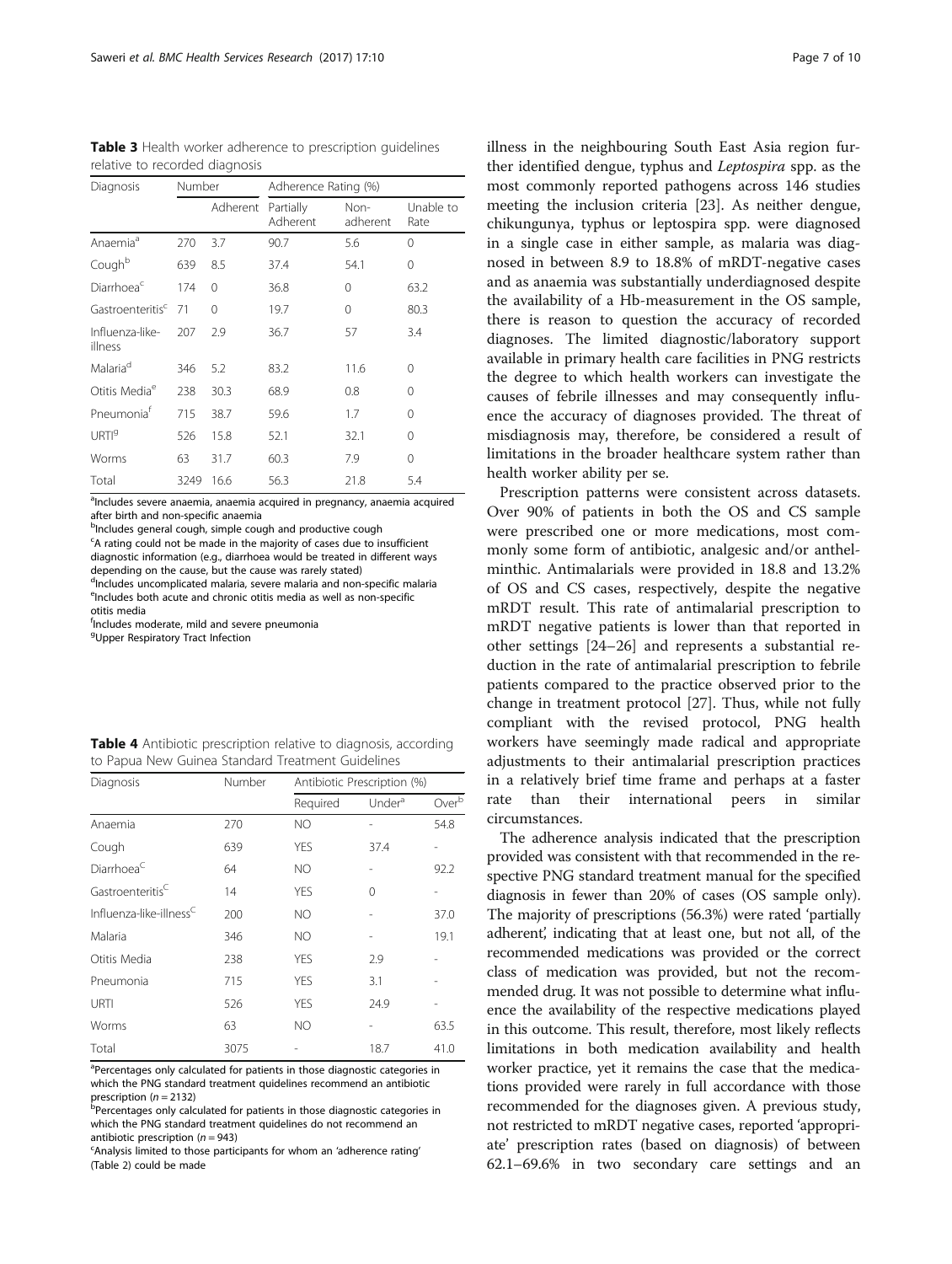**Table 3** Health worker adherence to prescription guidelines relative to recorded diagnosis

| Diagnosis | Number | Adherence Rating (%) | | | |
|---|---|---|---|---|---|
| | | Adherent | Partially Adherent | Non-adherent | Unable to Rate |
| Anaemia[a] | 270 | 3.7 | 90.7 | 5.6 | 0 |
| Cough[b] | 639 | 8.5 | 37.4 | 54.1 | 0 |
| Diarrhoea[c] | 174 | 0 | 36.8 | 0 | 63.2 |
| Gastroenteritis[c] | 71 | 0 | 19.7 | 0 | 80.3 |
| Influenza-like-illness | 207 | 2.9 | 36.7 | 57 | 3.4 |
| Malaria[d] | 346 | 5.2 | 83.2 | 11.6 | 0 |
| Otitis Media[e] | 238 | 30.3 | 68.9 | 0.8 | 0 |
| Pneumonia[f] | 715 | 38.7 | 59.6 | 1.7 | 0 |
| URTI[g] | 526 | 15.8 | 52.1 | 32.1 | 0 |
| Worms | 63 | 31.7 | 60.3 | 7.9 | 0 |
| Total | 3249 | 16.6 | 56.3 | 21.8 | 5.4 |

[a]Includes severe anaemia, anaemia acquired in pregnancy, anaemia acquired after birth and non-specific anaemia
[b]Includes general cough, simple cough and productive cough
[c]A rating could not be made in the majority of cases due to insufficient diagnostic information (e.g., diarrhoea would be treated in different ways depending on the cause, but the cause was rarely stated)
[d]Includes uncomplicated malaria, severe malaria and non-specific malaria
[e]Includes both acute and chronic otitis media as well as non-specific otitis media
[f]Includes moderate, mild and severe pneumonia
[g]Upper Respiratory Tract Infection

**Table 4** Antibiotic prescription relative to diagnosis, according to Papua New Guinea Standard Treatment Guidelines

| Diagnosis | Number | Antibiotic Prescription (%) | | |
|---|---|---|---|---|
| | | Required | Under[a] | Over[b] |
| Anaemia | 270 | NO | - | 54.8 |
| Cough | 639 | YES | 37.4 | - |
| Diarrhoea[c] | 64 | NO | - | 92.2 |
| Gastroenteritis[c] | 14 | YES | 0 | - |
| Influenza-like-illness[c] | 200 | NO | - | 37.0 |
| Malaria | 346 | NO | - | 19.1 |
| Otitis Media | 238 | YES | 2.9 | - |
| Pneumonia | 715 | YES | 3.1 | - |
| URTI | 526 | YES | 24.9 | - |
| Worms | 63 | NO | - | 63.5 |
| Total | 3075 | - | 18.7 | 41.0 |

[a]Percentages only calculated for patients in those diagnostic categories in which the PNG standard treatment guidelines recommend an antibiotic prescription ($n = 2132$)
[b]Percentages only calculated for patients in those diagnostic categories in which the PNG standard treatment guidelines do not recommend an antibiotic prescription ($n = 943$)
[c]Analysis limited to those participants for whom an 'adherence rating' (Table 2) could be made

illness in the neighbouring South East Asia region further identified dengue, typhus and *Leptospira* spp. as the most commonly reported pathogens across 146 studies meeting the inclusion criteria [23]. As neither dengue, chikungunya, typhus or leptospira spp. were diagnosed in a single case in either sample, as malaria was diagnosed in between 8.9 to 18.8% of mRDT-negative cases and as anaemia was substantially underdiagnosed despite the availability of a Hb-measurement in the OS sample, there is reason to question the accuracy of recorded diagnoses. The limited diagnostic/laboratory support available in primary health care facilities in PNG restricts the degree to which health workers can investigate the causes of febrile illnesses and may consequently influence the accuracy of diagnoses provided. The threat of misdiagnosis may, therefore, be considered a result of limitations in the broader healthcare system rather than health worker ability per se.

Prescription patterns were consistent across datasets. Over 90% of patients in both the OS and CS sample were prescribed one or more medications, most commonly some form of antibiotic, analgesic and/or anthelminthic. Antimalarials were provided in 18.8 and 13.2% of OS and CS cases, respectively, despite the negative mRDT result. This rate of antimalarial prescription to mRDT negative patients is lower than that reported in other settings [24–26] and represents a substantial reduction in the rate of antimalarial prescription to febrile patients compared to the practice observed prior to the change in treatment protocol [27]. Thus, while not fully compliant with the revised protocol, PNG health workers have seemingly made radical and appropriate adjustments to their antimalarial prescription practices in a relatively brief time frame and perhaps at a faster rate than their international peers in similar circumstances.

The adherence analysis indicated that the prescription provided was consistent with that recommended in the respective PNG standard treatment manual for the specified diagnosis in fewer than 20% of cases (OS sample only). The majority of prescriptions (56.3%) were rated 'partially adherent', indicating that at least one, but not all, of the recommended medications was provided or the correct class of medication was provided, but not the recommended drug. It was not possible to determine what influence the availability of the respective medications played in this outcome. This result, therefore, most likely reflects limitations in both medication availability and health worker practice, yet it remains the case that the medications provided were rarely in full accordance with those recommended for the diagnoses given. A previous study, not restricted to mRDT negative cases, reported 'appropriate' prescription rates (based on diagnosis) of between 62.1–69.6% in two secondary care settings and an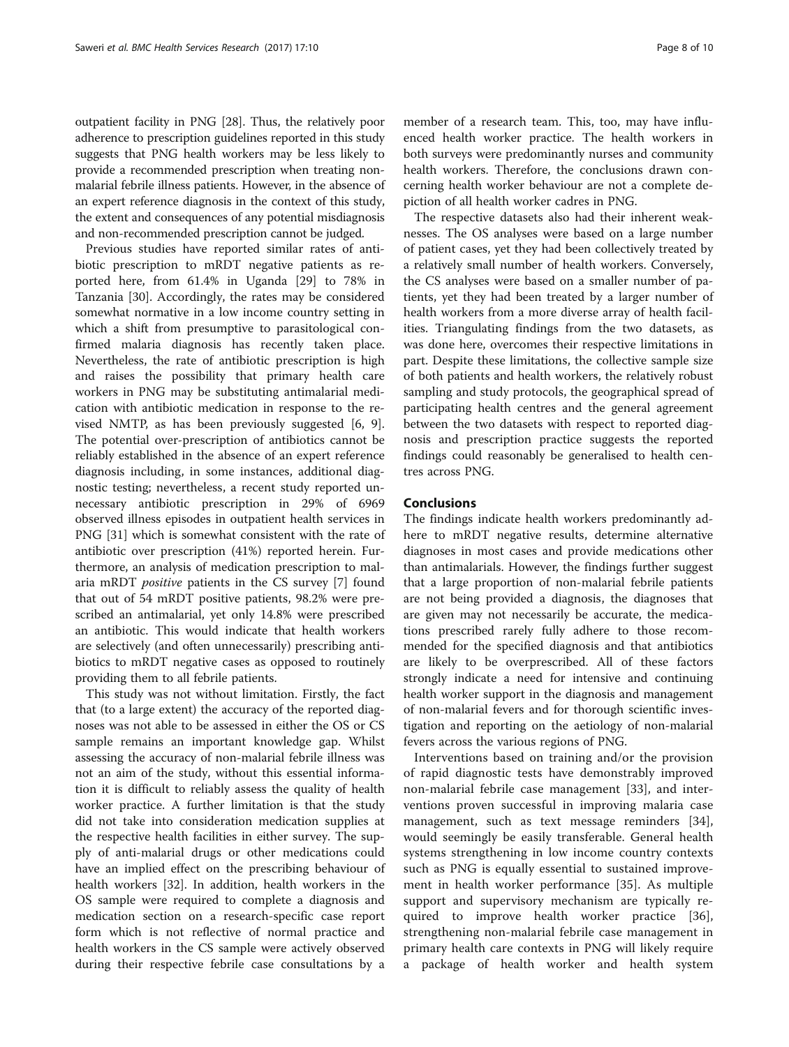outpatient facility in PNG [28]. Thus, the relatively poor adherence to prescription guidelines reported in this study suggests that PNG health workers may be less likely to provide a recommended prescription when treating non-malarial febrile illness patients. However, in the absence of an expert reference diagnosis in the context of this study, the extent and consequences of any potential misdiagnosis and non-recommended prescription cannot be judged.

Previous studies have reported similar rates of antibiotic prescription to mRDT negative patients as reported here, from 61.4% in Uganda [29] to 78% in Tanzania [30]. Accordingly, the rates may be considered somewhat normative in a low income country setting in which a shift from presumptive to parasitological confirmed malaria diagnosis has recently taken place. Nevertheless, the rate of antibiotic prescription is high and raises the possibility that primary health care workers in PNG may be substituting antimalarial medication with antibiotic medication in response to the revised NMTP, as has been previously suggested [6, 9]. The potential over-prescription of antibiotics cannot be reliably established in the absence of an expert reference diagnosis including, in some instances, additional diagnostic testing; nevertheless, a recent study reported unnecessary antibiotic prescription in 29% of 6969 observed illness episodes in outpatient health services in PNG [31] which is somewhat consistent with the rate of antibiotic over prescription (41%) reported herein. Furthermore, an analysis of medication prescription to malaria mRDT *positive* patients in the CS survey [7] found that out of 54 mRDT positive patients, 98.2% were prescribed an antimalarial, yet only 14.8% were prescribed an antibiotic. This would indicate that health workers are selectively (and often unnecessarily) prescribing antibiotics to mRDT negative cases as opposed to routinely providing them to all febrile patients.

This study was not without limitation. Firstly, the fact that (to a large extent) the accuracy of the reported diagnoses was not able to be assessed in either the OS or CS sample remains an important knowledge gap. Whilst assessing the accuracy of non-malarial febrile illness was not an aim of the study, without this essential information it is difficult to reliably assess the quality of health worker practice. A further limitation is that the study did not take into consideration medication supplies at the respective health facilities in either survey. The supply of anti-malarial drugs or other medications could have an implied effect on the prescribing behaviour of health workers [32]. In addition, health workers in the OS sample were required to complete a diagnosis and medication section on a research-specific case report form which is not reflective of normal practice and health workers in the CS sample were actively observed during their respective febrile case consultations by a member of a research team. This, too, may have influenced health worker practice. The health workers in both surveys were predominantly nurses and community health workers. Therefore, the conclusions drawn concerning health worker behaviour are not a complete depiction of all health worker cadres in PNG.

The respective datasets also had their inherent weaknesses. The OS analyses were based on a large number of patient cases, yet they had been collectively treated by a relatively small number of health workers. Conversely, the CS analyses were based on a smaller number of patients, yet they had been treated by a larger number of health workers from a more diverse array of health facilities. Triangulating findings from the two datasets, as was done here, overcomes their respective limitations in part. Despite these limitations, the collective sample size of both patients and health workers, the relatively robust sampling and study protocols, the geographical spread of participating health centres and the general agreement between the two datasets with respect to reported diagnosis and prescription practice suggests the reported findings could reasonably be generalised to health centres across PNG.

## Conclusions

The findings indicate health workers predominantly adhere to mRDT negative results, determine alternative diagnoses in most cases and provide medications other than antimalarials. However, the findings further suggest that a large proportion of non-malarial febrile patients are not being provided a diagnosis, the diagnoses that are given may not necessarily be accurate, the medications prescribed rarely fully adhere to those recommended for the specified diagnosis and that antibiotics are likely to be overprescribed. All of these factors strongly indicate a need for intensive and continuing health worker support in the diagnosis and management of non-malarial fevers and for thorough scientific investigation and reporting on the aetiology of non-malarial fevers across the various regions of PNG.

Interventions based on training and/or the provision of rapid diagnostic tests have demonstrably improved non-malarial febrile case management [33], and interventions proven successful in improving malaria case management, such as text message reminders [34], would seemingly be easily transferable. General health systems strengthening in low income country contexts such as PNG is equally essential to sustained improvement in health worker performance [35]. As multiple support and supervisory mechanism are typically required to improve health worker practice [36], strengthening non-malarial febrile case management in primary health care contexts in PNG will likely require a package of health worker and health system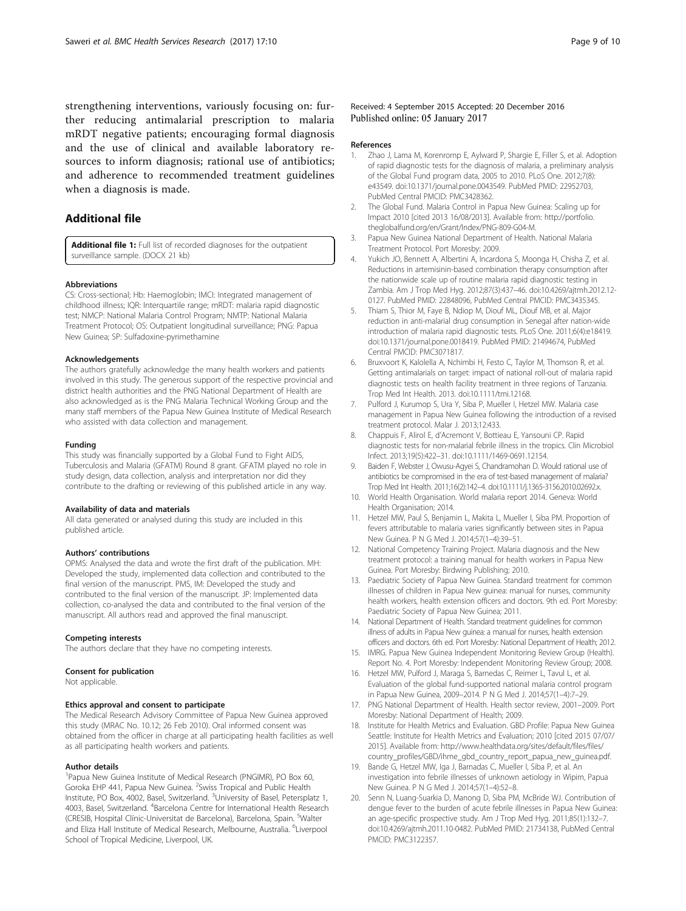strengthening interventions, variously focusing on: further reducing antimalarial prescription to malaria mRDT negative patients; encouraging formal diagnosis and the use of clinical and available laboratory resources to inform diagnosis; rational use of antibiotics; and adherence to recommended treatment guidelines when a diagnosis is made.

## Additional file

**Additional file 1:** Full list of recorded diagnoses for the outpatient surveillance sample. (DOCX 21 kb)

#### Abbreviations

CS: Cross-sectional; Hb: Haemoglobin; IMCI: Integrated management of childhood illness; IQR: Interquartile range; mRDT: malaria rapid diagnostic test; NMCP: National Malaria Control Program; NMTP: National Malaria Treatment Protocol; OS: Outpatient longitudinal surveillance; PNG: Papua New Guinea; SP: Sulfadoxine-pyrimethamine

#### Acknowledgements

The authors gratefully acknowledge the many health workers and patients involved in this study. The generous support of the respective provincial and district health authorities and the PNG National Department of Health are also acknowledged as is the PNG Malaria Technical Working Group and the many staff members of the Papua New Guinea Institute of Medical Research who assisted with data collection and management.

#### Funding

This study was financially supported by a Global Fund to Fight AIDS, Tuberculosis and Malaria (GFATM) Round 8 grant. GFATM played no role in study design, data collection, analysis and interpretation nor did they contribute to the drafting or reviewing of this published article in any way.

#### Availability of data and materials

All data generated or analysed during this study are included in this published article.

#### Authors' contributions

OPMS: Analysed the data and wrote the first draft of the publication. MH: Developed the study, implemented data collection and contributed to the final version of the manuscript. PMS, IM: Developed the study and contributed to the final version of the manuscript. JP: Implemented data collection, co-analysed the data and contributed to the final version of the manuscript. All authors read and approved the final manuscript.

#### Competing interests

The authors declare that they have no competing interests.

#### Consent for publication

Not applicable.

#### Ethics approval and consent to participate

The Medical Research Advisory Committee of Papua New Guinea approved this study (MRAC No. 10.12; 26 Feb 2010). Oral informed consent was obtained from the officer in charge at all participating health facilities as well as all participating health workers and patients.

#### Author details

[1]Papua New Guinea Institute of Medical Research (PNGIMR), PO Box 60, Goroka EHP 441, Papua New Guinea. [2]Swiss Tropical and Public Health Institute, PO Box, 4002, Basel, Switzerland. [3]University of Basel, Petersplatz 1, 4003, Basel, Switzerland. [4]Barcelona Centre for International Health Research (CRESIB, Hospital Clínic-Universitat de Barcelona), Barcelona, Spain. [5]Walter and Eliza Hall Institute of Medical Research, Melbourne, Australia. [6]Liverpool School of Tropical Medicine, Liverpool, UK.

Received: 4 September 2015 Accepted: 20 December 2016
Published online: 05 January 2017

#### References

1. Zhao J, Lama M, Korenromp E, Aylward P, Shargie E, Filler S, et al. Adoption of rapid diagnostic tests for the diagnosis of malaria, a preliminary analysis of the Global Fund program data, 2005 to 2010. PLoS One. 2012;7(8):e43549. doi:10.1371/journal.pone.0043549. PubMed PMID: 22952703, PubMed Central PMCID: PMC3428362.
2. The Global Fund. Malaria Control in Papua New Guinea: Scaling up for Impact 2010 [cited 2013 16/08/2013]. Available from: http://portfolio.theglobalfund.org/en/Grant/Index/PNG-809-G04-M.
3. Papua New Guinea National Department of Health. National Malaria Treatment Protocol. Port Moresby: 2009.
4. Yukich JO, Bennett A, Albertini A, Incardona S, Moonga H, Chisha Z, et al. Reductions in artemisinin-based combination therapy consumption after the nationwide scale up of routine malaria rapid diagnostic testing in Zambia. Am J Trop Med Hyg. 2012;87(3):437–46. doi:10.4269/ajtmh.2012.12-0127. PubMed PMID: 22848096, PubMed Central PMCID: PMC3435345.
5. Thiam S, Thior M, Faye B, Ndiop M, Diouf ML, Diouf MB, et al. Major reduction in anti-malarial drug consumption in Senegal after nation-wide introduction of malaria rapid diagnostic tests. PLoS One. 2011;6(4):e18419. doi:10.1371/journal.pone.0018419. PubMed PMID: 21494674, PubMed Central PMCID: PMC3071817.
6. Bruxvoort K, Kalolella A, Nchimbi H, Festo C, Taylor M, Thomson R, et al. Getting antimalarials on target: impact of national roll-out of malaria rapid diagnostic tests on health facility treatment in three regions of Tanzania. Trop Med Int Health. 2013. doi:10.1111/tmi.12168.
7. Pulford J, Kurumop S, Ura Y, Siba P, Mueller I, Hetzel MW. Malaria case management in Papua New Guinea following the introduction of a revised treatment protocol. Malar J. 2013;12:433.
8. Chappuis F, Alirol E, d'Acremont V, Bottieau E, Yansouni CP. Rapid diagnostic tests for non-malarial febrile illness in the tropics. Clin Microbiol Infect. 2013;19(5):422–31. doi:10.1111/1469-0691.12154.
9. Baiden F, Webster J, Owusu-Agyei S, Chandramohan D. Would rational use of antibiotics be compromised in the era of test-based management of malaria? Trop Med Int Health. 2011;16(2):142–4. doi:10.1111/j.1365-3156.2010.02692.x.
10. World Health Organisation. World malaria report 2014. Geneva: World Health Organisation; 2014.
11. Hetzel MW, Paul S, Benjamin L, Makita L, Mueller I, Siba PM. Proportion of fevers attributable to malaria varies significantly between sites in Papua New Guinea. P N G Med J. 2014;57(1–4):39–51.
12. National Competency Training Project. Malaria diagnosis and the New treatment protocol: a training manual for health workers in Papua New Guinea. Port Moresby: Birdwing Publishing; 2010.
13. Paediatric Society of Papua New Guinea. Standard treatment for common illnesses of children in Papua New guinea: manual for nurses, community health workers, health extension officers and doctors. 9th ed. Port Moresby: Paediatric Society of Papua New Guinea; 2011.
14. National Department of Health. Standard treatment guidelines for common illness of adults in Papua New guinea: a manual for nurses, health extension officers and doctors. 6th ed. Port Moresby: National Department of Health; 2012.
15. IMRG. Papua New Guinea Independent Monitoring Review Group (Health). Report No. 4. Port Moresby: Independent Monitoring Review Group; 2008.
16. Hetzel MW, Pulford J, Maraga S, Barnedas C, Reimer L, Tavul L, et al. Evaluation of the global fund-supported national malaria control program in Papua New Guinea, 2009–2014. P N G Med J. 2014;57(1–4):7–29.
17. PNG National Department of Health. Health sector review, 2001–2009. Port Moresby: National Department of Health; 2009.
18. Institute for Health Metrics and Evaluation. GBD Profile: Papua New Guinea Seattle: Institute for Health Metrics and Evaluation; 2010 [cited 2015 07/07/2015]. Available from: http://www.healthdata.org/sites/default/files/files/country_profiles/GBD/ihme_gbd_country_report_papua_new_guinea.pdf.
19. Bande G, Hetzel MW, Iga J, Barnadas C, Mueller I, Siba P, et al. An investigation into febrile illnesses of unknown aetiology in Wipim, Papua New Guinea. P N G Med J. 2014;57(1–4):52–8.
20. Senn N, Luang-Suarkia D, Manong D, Siba PM, McBride WJ. Contribution of dengue fever to the burden of acute febrile illnesses in Papua New Guinea: an age-specific prospective study. Am J Trop Med Hyg. 2011;85(1):132–7. doi:10.4269/ajtmh.2011.10-0482. PubMed PMID: 21734138, PubMed Central PMCID: PMC3122357.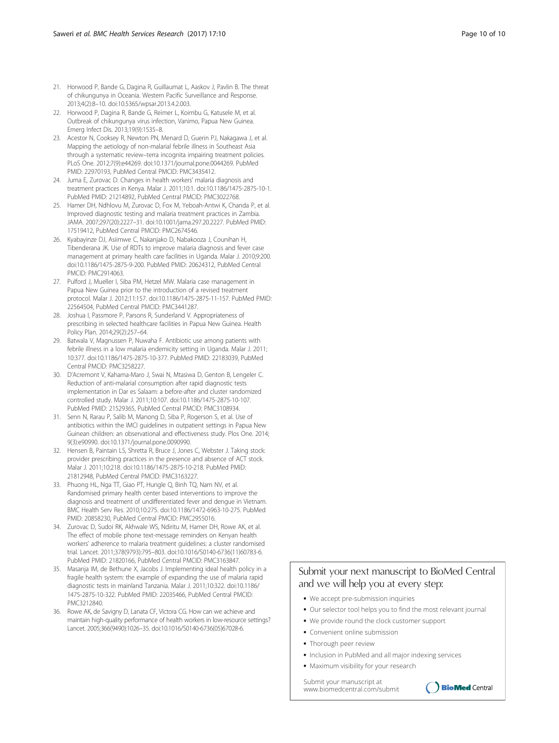21. Horwood P, Bande G, Dagina R, Guillaumat L, Aaskov J, Pavlin B. The threat of chikungunya in Oceania. Western Pacific Surveillance and Response. 2013;4(2):8–10. doi:10.5365/wpsar.2013.4.2.003.
22. Horwood P, Dagina R, Bande G, Reimer L, Koimbu G, Katusele M, et al. Outbreak of chikungunya virus infection, Vanimo, Papua New Guinea. Emerg Infect Dis. 2013;19(9):1535–8.
23. Acestor N, Cooksey R, Newton PN, Menard D, Guerin PJ, Nakagawa J, et al. Mapping the aetiology of non-malarial febrile illness in Southeast Asia through a systematic review–terra incognita impairing treatment policies. PLoS One. 2012;7(9):e44269. doi:10.1371/journal.pone.0044269. PubMed PMID: 22970193, PubMed Central PMCID: PMC3435412.
24. Juma E, Zurovac D. Changes in health workers' malaria diagnosis and treatment practices in Kenya. Malar J. 2011;10:1. doi:10.1186/1475-2875-10-1. PubMed PMID: 21214892, PubMed Central PMCID: PMC3022768.
25. Hamer DH, Ndhlovu M, Zurovac D, Fox M, Yeboah-Antwi K, Chanda P, et al. Improved diagnostic testing and malaria treatment practices in Zambia. JAMA. 2007;297(20):2227–31. doi:10.1001/jama.297.20.2227. PubMed PMID: 17519412, PubMed Central PMCID: PMC2674546.
26. Kyabayinze DJ, Asiimwe C, Nakanjako D, Nabakooza J, Counihan H, Tibenderana JK. Use of RDTs to improve malaria diagnosis and fever case management at primary health care facilities in Uganda. Malar J. 2010;9:200. doi:10.1186/1475-2875-9-200. PubMed PMID: 20624312, PubMed Central PMCID: PMC2914063.
27. Pulford J, Mueller I, Siba PM, Hetzel MW. Malaria case management in Papua New Guinea prior to the introduction of a revised treatment protocol. Malar J. 2012;11:157. doi:10.1186/1475-2875-11-157. PubMed PMID: 22564504, PubMed Central PMCID: PMC3441287.
28. Joshua I, Passmore P, Parsons R, Sunderland V. Appropriateness of prescribing in selected healthcare facilities in Papua New Guinea. Health Policy Plan. 2014;29(2):257–64.
29. Batwala V, Magnussen P, Nuwaha F. Antibiotic use among patients with febrile illness in a low malaria endemicity setting in Uganda. Malar J. 2011; 10:377. doi:10.1186/1475-2875-10-377. PubMed PMID: 22183039, PubMed Central PMCID: PMC3258227.
30. D'Acremont V, Kahama-Maro J, Swai N, Mtasiwa D, Genton B, Lengeler C. Reduction of anti-malarial consumption after rapid diagnostic tests implementation in Dar es Salaam: a before-after and cluster randomized controlled study. Malar J. 2011;10:107. doi:10.1186/1475-2875-10-107. PubMed PMID: 21529365, PubMed Central PMCID: PMC3108934.
31. Senn N, Rarau P, Salib M, Manong D, Siba P, Rogerson S, et al. Use of antibiotics within the IMCI guidelines in outpatient settings in Papua New Guinean children: an observational and effectiveness study. Plos One. 2014; 9(3):e90990. doi:10.1371/journal.pone.0090990.
32. Hensen B, Paintain LS, Shretta R, Bruce J, Jones C, Webster J. Taking stock: provider prescribing practices in the presence and absence of ACT stock. Malar J. 2011;10:218. doi:10.1186/1475-2875-10-218. PubMed PMID: 21812948, PubMed Central PMCID: PMC3163227.
33. Phuong HL, Nga TT, Giao PT, Hungle Q, Binh TQ, Nam NV, et al. Randomised primary health center based interventions to improve the diagnosis and treatment of undifferentiated fever and dengue in Vietnam. BMC Health Serv Res. 2010;10:275. doi:10.1186/1472-6963-10-275. PubMed PMID: 20858230, PubMed Central PMCID: PMC2955016.
34. Zurovac D, Sudoi RK, Akhwale WS, Ndiritu M, Hamer DH, Rowe AK, et al. The effect of mobile phone text-message reminders on Kenyan health workers' adherence to malaria treatment guidelines: a cluster randomised trial. Lancet. 2011;378(9793):795–803. doi:10.1016/S0140-6736(11)60783-6. PubMed PMID: 21820166, PubMed Central PMCID: PMC3163847.
35. Masanja IM, de Bethune X, Jacobs J. Implementing ideal health policy in a fragile health system: the example of expanding the use of malaria rapid diagnostic tests in mainland Tanzania. Malar J. 2011;10:322. doi:10.1186/1475-2875-10-322. PubMed PMID: 22035466, PubMed Central PMCID: PMC3212840.
36. Rowe AK, de Savigny D, Lanata CF, Victora CG. How can we achieve and maintain high-quality performance of health workers in low-resource settings? Lancet. 2005;366(9490):1026–35. doi:10.1016/S0140-6736(05)67028-6.

Submit your next manuscript to BioMed Central and we will help you at every step:

- We accept pre-submission inquiries
- Our selector tool helps you to find the most relevant journal
- We provide round the clock customer support
- Convenient online submission
- Thorough peer review
- Inclusion in PubMed and all major indexing services
- Maximum visibility for your research

Submit your manuscript at www.biomedcentral.com/submit

BioMed Central